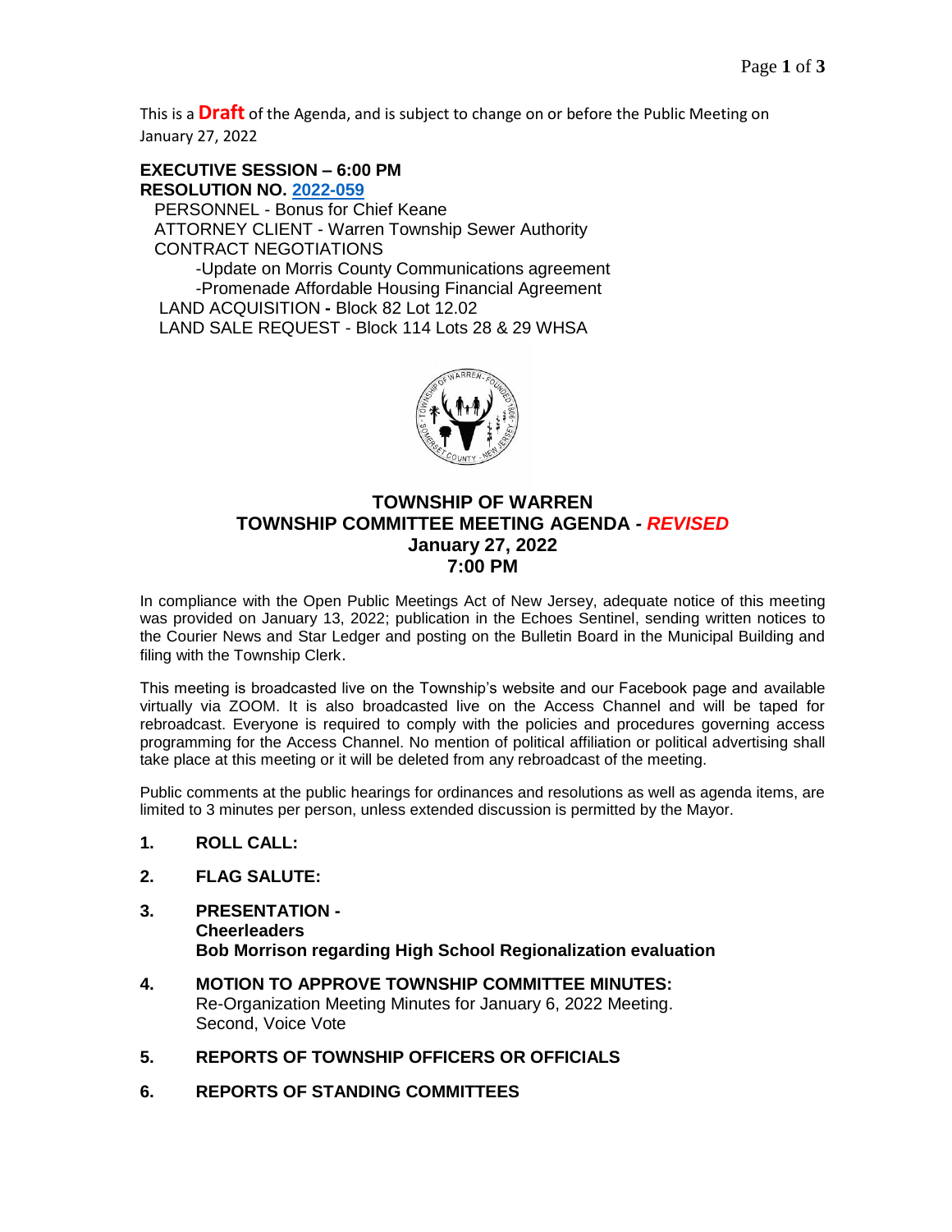This is a **Draft** of the Agenda, and is subject to change on or before the Public Meeting on January 27, 2022

**EXECUTIVE SESSION – 6:00 PM**
**RESOLUTION NO. 2022-059**

PERSONNEL - Bonus for Chief Keane
ATTORNEY CLIENT - Warren Township Sewer Authority
CONTRACT NEGOTIATIONS
 -Update on Morris County Communications agreement
 -Promenade Affordable Housing Financial Agreement
LAND ACQUISITION **-** Block 82 Lot 12.02
LAND SALE REQUEST - Block 114 Lots 28 & 29 WHSA

# TOWNSHIP OF WARREN
## TOWNSHIP COMMITTEE MEETING AGENDA - *REVISED*
## January 27, 2022
## 7:00 PM

In compliance with the Open Public Meetings Act of New Jersey, adequate notice of this meeting was provided on January 13, 2022; publication in the Echoes Sentinel, sending written notices to the Courier News and Star Ledger and posting on the Bulletin Board in the Municipal Building and filing with the Township Clerk.

This meeting is broadcasted live on the Township's website and our Facebook page and available virtually via ZOOM. It is also broadcasted live on the Access Channel and will be taped for rebroadcast. Everyone is required to comply with the policies and procedures governing access programming for the Access Channel. No mention of political affiliation or political advertising shall take place at this meeting or it will be deleted from any rebroadcast of the meeting.

Public comments at the public hearings for ordinances and resolutions as well as agenda items, are limited to 3 minutes per person, unless extended discussion is permitted by the Mayor.

1. **ROLL CALL:**
2. **FLAG SALUTE:**
3. **PRESENTATION -**
   **Cheerleaders**
   **Bob Morrison regarding High School Regionalization evaluation**
4. **MOTION TO APPROVE TOWNSHIP COMMITTEE MINUTES:**
   Re-Organization Meeting Minutes for January 6, 2022 Meeting.
   Second, Voice Vote
5. **REPORTS OF TOWNSHIP OFFICERS OR OFFICIALS**
6. **REPORTS OF STANDING COMMITTEES**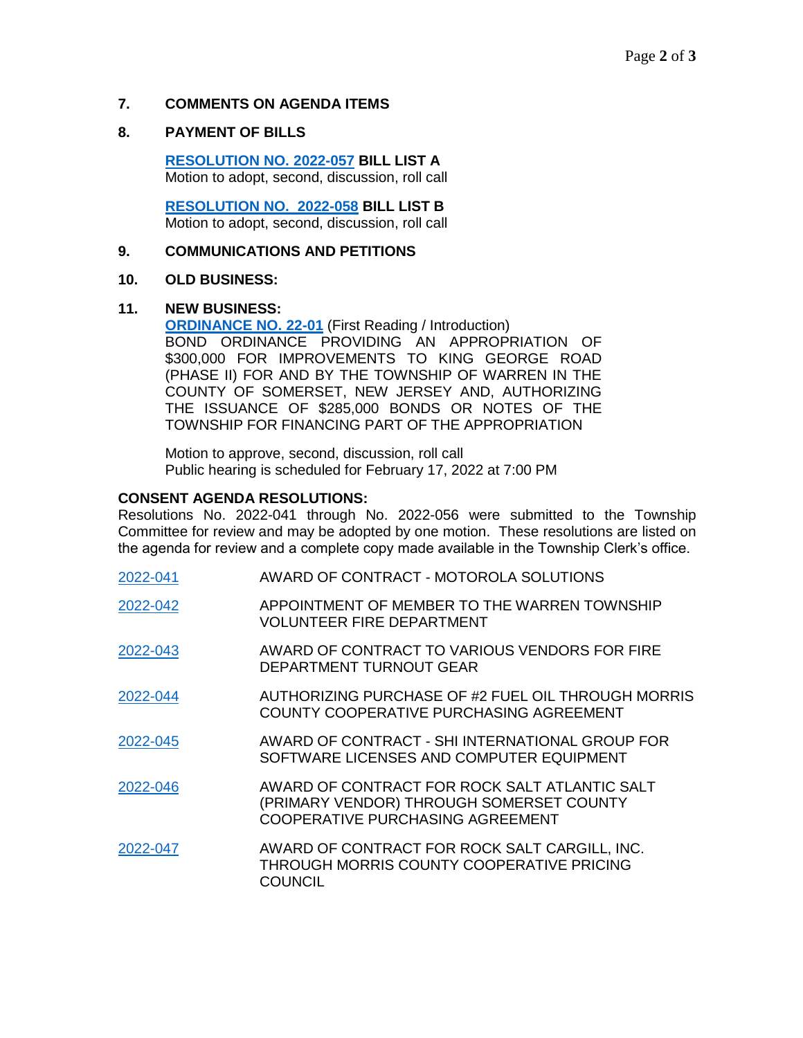**7. COMMENTS ON AGENDA ITEMS**

**8. PAYMENT OF BILLS**

**RESOLUTION NO. 2022-057 BILL LIST A**
Motion to adopt, second, discussion, roll call

**RESOLUTION NO. 2022-058 BILL LIST B**
Motion to adopt, second, discussion, roll call

**9. COMMUNICATIONS AND PETITIONS**

**10. OLD BUSINESS:**

**11. NEW BUSINESS:**

**ORDINANCE NO. 22-01** (First Reading / Introduction)
BOND ORDINANCE PROVIDING AN APPROPRIATION OF $300,000 FOR IMPROVEMENTS TO KING GEORGE ROAD (PHASE II) FOR AND BY THE TOWNSHIP OF WARREN IN THE COUNTY OF SOMERSET, NEW JERSEY AND, AUTHORIZING THE ISSUANCE OF $285,000 BONDS OR NOTES OF THE TOWNSHIP FOR FINANCING PART OF THE APPROPRIATION

Motion to approve, second, discussion, roll call
Public hearing is scheduled for February 17, 2022 at 7:00 PM

**CONSENT AGENDA RESOLUTIONS:**

Resolutions No. 2022-041 through No. 2022-056 were submitted to the Township Committee for review and may be adopted by one motion. These resolutions are listed on the agenda for review and a complete copy made available in the Township Clerk's office.

| | |
|---|---|
| 2022-041 | AWARD OF CONTRACT - MOTOROLA SOLUTIONS |
| 2022-042 | APPOINTMENT OF MEMBER TO THE WARREN TOWNSHIP VOLUNTEER FIRE DEPARTMENT |
| 2022-043 | AWARD OF CONTRACT TO VARIOUS VENDORS FOR FIRE DEPARTMENT TURNOUT GEAR |
| 2022-044 | AUTHORIZING PURCHASE OF #2 FUEL OIL THROUGH MORRIS COUNTY COOPERATIVE PURCHASING AGREEMENT |
| 2022-045 | AWARD OF CONTRACT - SHI INTERNATIONAL GROUP FOR SOFTWARE LICENSES AND COMPUTER EQUIPMENT |
| 2022-046 | AWARD OF CONTRACT FOR ROCK SALT ATLANTIC SALT (PRIMARY VENDOR) THROUGH SOMERSET COUNTY COOPERATIVE PURCHASING AGREEMENT |
| 2022-047 | AWARD OF CONTRACT FOR ROCK SALT CARGILL, INC. THROUGH MORRIS COUNTY COOPERATIVE PRICING COUNCIL |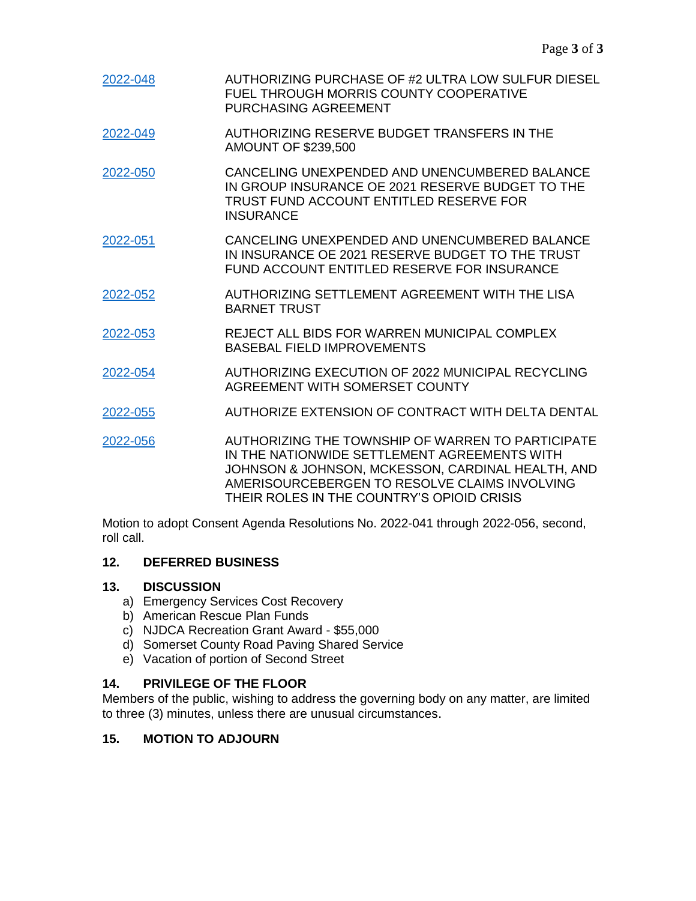2022-048 AUTHORIZING PURCHASE OF #2 ULTRA LOW SULFUR DIESEL FUEL THROUGH MORRIS COUNTY COOPERATIVE PURCHASING AGREEMENT

2022-049 AUTHORIZING RESERVE BUDGET TRANSFERS IN THE AMOUNT OF $239,500

2022-050 CANCELING UNEXPENDED AND UNENCUMBERED BALANCE IN GROUP INSURANCE OE 2021 RESERVE BUDGET TO THE TRUST FUND ACCOUNT ENTITLED RESERVE FOR INSURANCE

2022-051 CANCELING UNEXPENDED AND UNENCUMBERED BALANCE IN INSURANCE OE 2021 RESERVE BUDGET TO THE TRUST FUND ACCOUNT ENTITLED RESERVE FOR INSURANCE

2022-052 AUTHORIZING SETTLEMENT AGREEMENT WITH THE LISA BARNET TRUST

2022-053 REJECT ALL BIDS FOR WARREN MUNICIPAL COMPLEX BASEBAL FIELD IMPROVEMENTS

2022-054 AUTHORIZING EXECUTION OF 2022 MUNICIPAL RECYCLING AGREEMENT WITH SOMERSET COUNTY

2022-055 AUTHORIZE EXTENSION OF CONTRACT WITH DELTA DENTAL

2022-056 AUTHORIZING THE TOWNSHIP OF WARREN TO PARTICIPATE IN THE NATIONWIDE SETTLEMENT AGREEMENTS WITH JOHNSON & JOHNSON, MCKESSON, CARDINAL HEALTH, AND AMERISOURCEBERGEN TO RESOLVE CLAIMS INVOLVING THEIR ROLES IN THE COUNTRY'S OPIOID CRISIS

Motion to adopt Consent Agenda Resolutions No. 2022-041 through 2022-056, second, roll call.

**12. DEFERRED BUSINESS**

**13. DISCUSSION**

a) Emergency Services Cost Recovery
b) American Rescue Plan Funds
c) NJDCA Recreation Grant Award - $55,000
d) Somerset County Road Paving Shared Service
e) Vacation of portion of Second Street

**14. PRIVILEGE OF THE FLOOR**

Members of the public, wishing to address the governing body on any matter, are limited to three (3) minutes, unless there are unusual circumstances.

**15. MOTION TO ADJOURN**